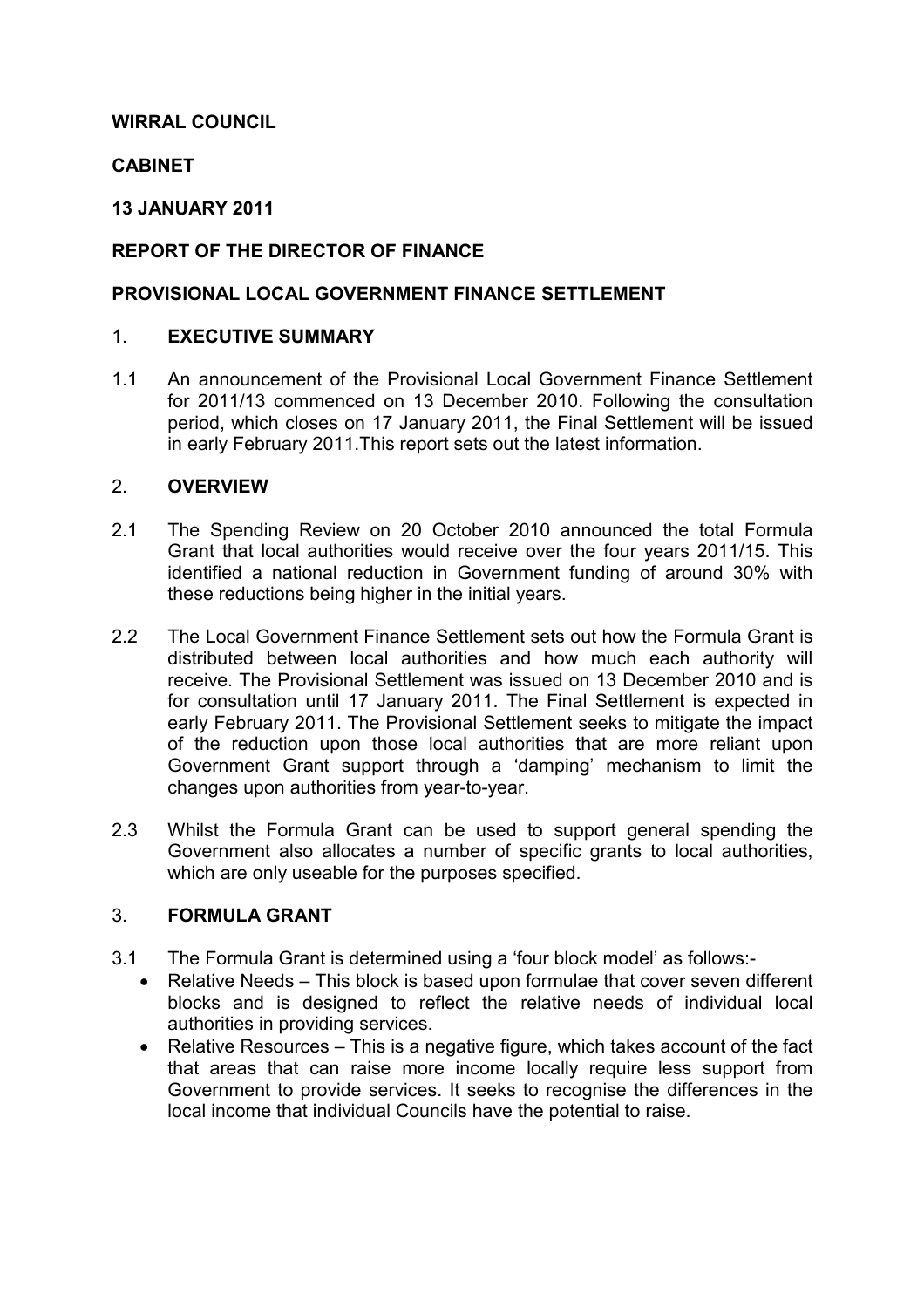**WIRRAL COUNCIL**

**CABINET**

**13 JANUARY 2011**

**REPORT OF THE DIRECTOR OF FINANCE**

**PROVISIONAL LOCAL GOVERNMENT FINANCE SETTLEMENT**

## 1. EXECUTIVE SUMMARY

1.1 An announcement of the Provisional Local Government Finance Settlement for 2011/13 commenced on 13 December 2010. Following the consultation period, which closes on 17 January 2011, the Final Settlement will be issued in early February 2011.This report sets out the latest information.

## 2. OVERVIEW

2.1 The Spending Review on 20 October 2010 announced the total Formula Grant that local authorities would receive over the four years 2011/15. This identified a national reduction in Government funding of around 30% with these reductions being higher in the initial years.

2.2 The Local Government Finance Settlement sets out how the Formula Grant is distributed between local authorities and how much each authority will receive. The Provisional Settlement was issued on 13 December 2010 and is for consultation until 17 January 2011. The Final Settlement is expected in early February 2011. The Provisional Settlement seeks to mitigate the impact of the reduction upon those local authorities that are more reliant upon Government Grant support through a 'damping' mechanism to limit the changes upon authorities from year-to-year.

2.3 Whilst the Formula Grant can be used to support general spending the Government also allocates a number of specific grants to local authorities, which are only useable for the purposes specified.

## 3. FORMULA GRANT

3.1 The Formula Grant is determined using a 'four block model' as follows:-

- Relative Needs – This block is based upon formulae that cover seven different blocks and is designed to reflect the relative needs of individual local authorities in providing services.
- Relative Resources – This is a negative figure, which takes account of the fact that areas that can raise more income locally require less support from Government to provide services. It seeks to recognise the differences in the local income that individual Councils have the potential to raise.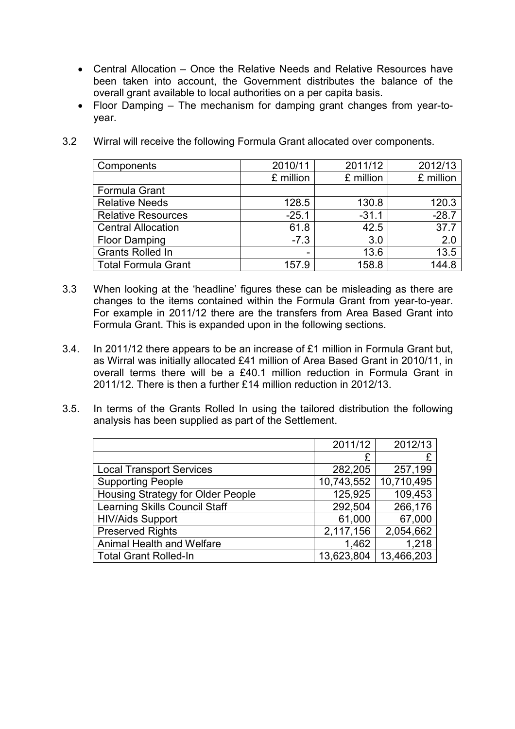- Central Allocation – Once the Relative Needs and Relative Resources have been taken into account, the Government distributes the balance of the overall grant available to local authorities on a per capita basis.
- Floor Damping – The mechanism for damping grant changes from year-to-year.

3.2 Wirral will receive the following Formula Grant allocated over components.

| Components | 2010/11 | 2011/12 | 2012/13 |
|---|---|---|---|
| | £ million | £ million | £ million |
| Formula Grant | | | |
| Relative Needs | 128.5 | 130.8 | 120.3 |
| Relative Resources | -25.1 | -31.1 | -28.7 |
| Central Allocation | 61.8 | 42.5 | 37.7 |
| Floor Damping | -7.3 | 3.0 | 2.0 |
| Grants Rolled In | - | 13.6 | 13.5 |
| Total Formula Grant | 157.9 | 158.8 | 144.8 |

3.3 When looking at the 'headline' figures these can be misleading as there are changes to the items contained within the Formula Grant from year-to-year. For example in 2011/12 there are the transfers from Area Based Grant into Formula Grant. This is expanded upon in the following sections.

3.4. In 2011/12 there appears to be an increase of £1 million in Formula Grant but, as Wirral was initially allocated £41 million of Area Based Grant in 2010/11, in overall terms there will be a £40.1 million reduction in Formula Grant in 2011/12. There is then a further £14 million reduction in 2012/13.

3.5. In terms of the Grants Rolled In using the tailored distribution the following analysis has been supplied as part of the Settlement.

| | 2011/12 | 2012/13 |
|---|---|---|
| | £ | £ |
| Local Transport Services | 282,205 | 257,199 |
| Supporting People | 10,743,552 | 10,710,495 |
| Housing Strategy for Older People | 125,925 | 109,453 |
| Learning Skills Council Staff | 292,504 | 266,176 |
| HIV/Aids Support | 61,000 | 67,000 |
| Preserved Rights | 2,117,156 | 2,054,662 |
| Animal Health and Welfare | 1,462 | 1,218 |
| Total Grant Rolled-In | 13,623,804 | 13,466,203 |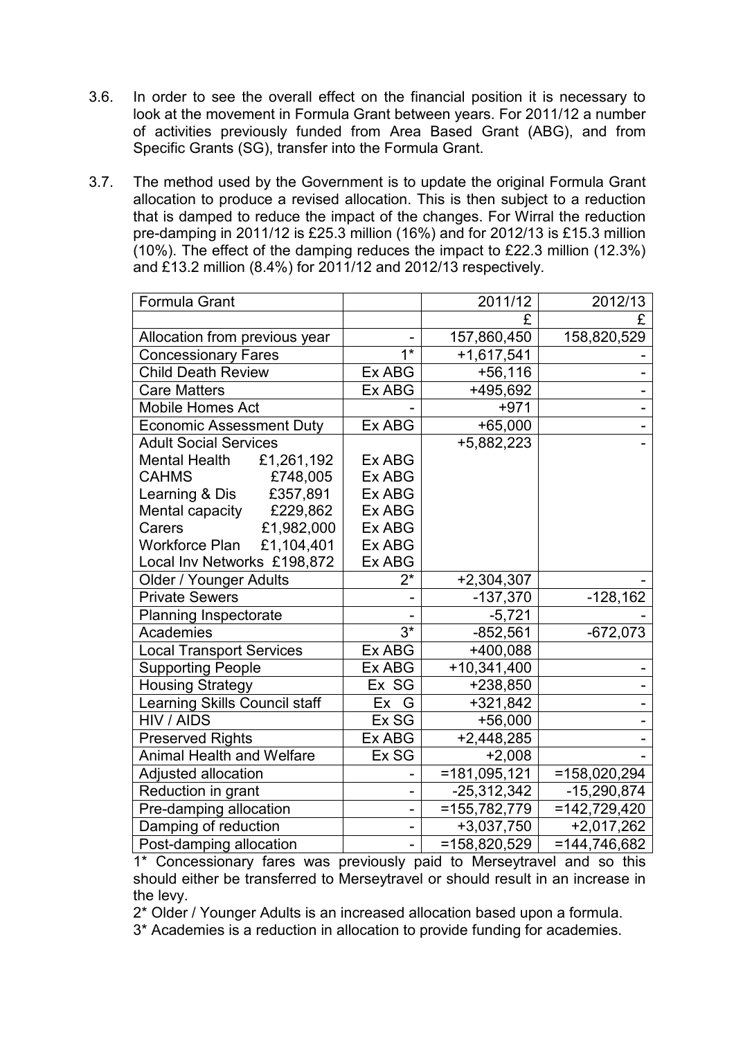3.6. In order to see the overall effect on the financial position it is necessary to look at the movement in Formula Grant between years. For 2011/12 a number of activities previously funded from Area Based Grant (ABG), and from Specific Grants (SG), transfer into the Formula Grant.

3.7. The method used by the Government is to update the original Formula Grant allocation to produce a revised allocation. This is then subject to a reduction that is damped to reduce the impact of the changes. For Wirral the reduction pre-damping in 2011/12 is £25.3 million (16%) and for 2012/13 is £15.3 million (10%). The effect of the damping reduces the impact to £22.3 million (12.3%) and £13.2 million (8.4%) for 2011/12 and 2012/13 respectively.

| Formula Grant | | 2011/12 | 2012/13 |
|---|---|---|---|
| | | £ | £ |
| Allocation from previous year | - | 157,860,450 | 158,820,529 |
| Concessionary Fares | 1* | +1,617,541 | - |
| Child Death Review | Ex ABG | +56,116 | - |
| Care Matters | Ex ABG | +495,692 | - |
| Mobile Homes Act | - | +971 | - |
| Economic Assessment Duty | Ex ABG | +65,000 | - |
| Adult Social Services | | +5,882,223 | - |
| Mental Health £1,261,192 | Ex ABG | | |
| CAHMS £748,005 | Ex ABG | | |
| Learning & Dis £357,891 | Ex ABG | | |
| Mental capacity £229,862 | Ex ABG | | |
| Carers £1,982,000 | Ex ABG | | |
| Workforce Plan £1,104,401 | Ex ABG | | |
| Local Inv Networks £198,872 | Ex ABG | | |
| Older / Younger Adults | 2* | +2,304,307 | - |
| Private Sewers | - | -137,370 | -128,162 |
| Planning Inspectorate | - | -5,721 | - |
| Academies | 3* | -852,561 | -672,073 |
| Local Transport Services | Ex ABG | +400,088 | |
| Supporting People | Ex ABG | +10,341,400 | - |
| Housing Strategy | Ex SG | +238,850 | - |
| Learning Skills Council staff | Ex G | +321,842 | - |
| HIV / AIDS | Ex SG | +56,000 | - |
| Preserved Rights | Ex ABG | +2,448,285 | - |
| Animal Health and Welfare | Ex SG | +2,008 | - |
| Adjusted allocation | - | =181,095,121 | =158,020,294 |
| Reduction in grant | - | -25,312,342 | -15,290,874 |
| Pre-damping allocation | - | =155,782,779 | =142,729,420 |
| Damping of reduction | - | +3,037,750 | +2,017,262 |
| Post-damping allocation | - | =158,820,529 | =144,746,682 |

1* Concessionary fares was previously paid to Merseytravel and so this should either be transferred to Merseytravel or should result in an increase in the levy.

2* Older / Younger Adults is an increased allocation based upon a formula.

3* Academies is a reduction in allocation to provide funding for academies.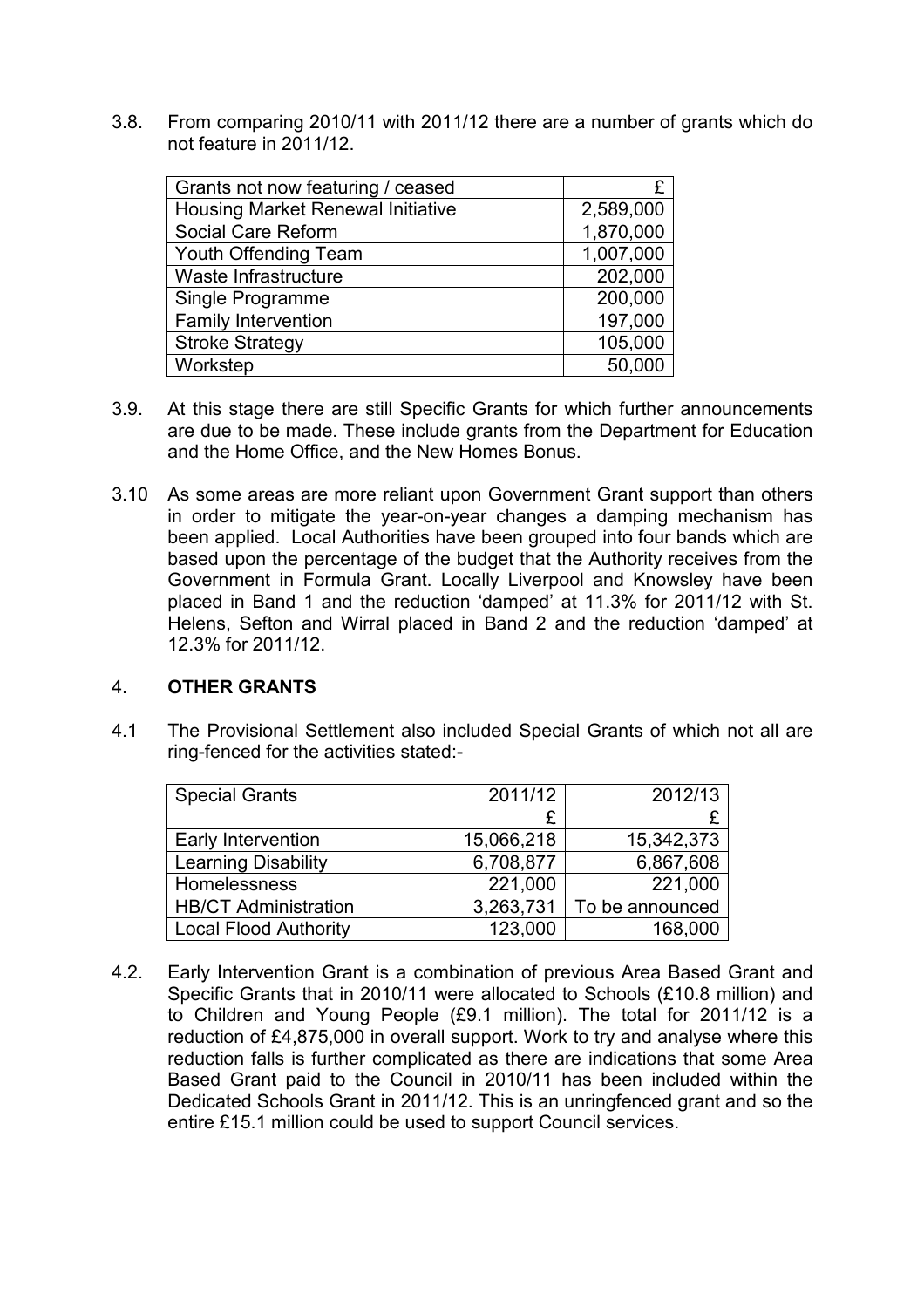3.8. From comparing 2010/11 with 2011/12 there are a number of grants which do not feature in 2011/12.

| Grants not now featuring / ceased | £ |
|---|---|
| Housing Market Renewal Initiative | 2,589,000 |
| Social Care Reform | 1,870,000 |
| Youth Offending Team | 1,007,000 |
| Waste Infrastructure | 202,000 |
| Single Programme | 200,000 |
| Family Intervention | 197,000 |
| Stroke Strategy | 105,000 |
| Workstep | 50,000 |

3.9. At this stage there are still Specific Grants for which further announcements are due to be made. These include grants from the Department for Education and the Home Office, and the New Homes Bonus.

3.10 As some areas are more reliant upon Government Grant support than others in order to mitigate the year-on-year changes a damping mechanism has been applied. Local Authorities have been grouped into four bands which are based upon the percentage of the budget that the Authority receives from the Government in Formula Grant. Locally Liverpool and Knowsley have been placed in Band 1 and the reduction 'damped' at 11.3% for 2011/12 with St. Helens, Sefton and Wirral placed in Band 2 and the reduction 'damped' at 12.3% for 2011/12.

## 4. OTHER GRANTS

4.1 The Provisional Settlement also included Special Grants of which not all are ring-fenced for the activities stated:-

| Special Grants | 2011/12 | 2012/13 |
|---|---|---|
| | £ | £ |
| Early Intervention | 15,066,218 | 15,342,373 |
| Learning Disability | 6,708,877 | 6,867,608 |
| Homelessness | 221,000 | 221,000 |
| HB/CT Administration | 3,263,731 | To be announced |
| Local Flood Authority | 123,000 | 168,000 |

4.2. Early Intervention Grant is a combination of previous Area Based Grant and Specific Grants that in 2010/11 were allocated to Schools (£10.8 million) and to Children and Young People (£9.1 million). The total for 2011/12 is a reduction of £4,875,000 in overall support. Work to try and analyse where this reduction falls is further complicated as there are indications that some Area Based Grant paid to the Council in 2010/11 has been included within the Dedicated Schools Grant in 2011/12. This is an unringfenced grant and so the entire £15.1 million could be used to support Council services.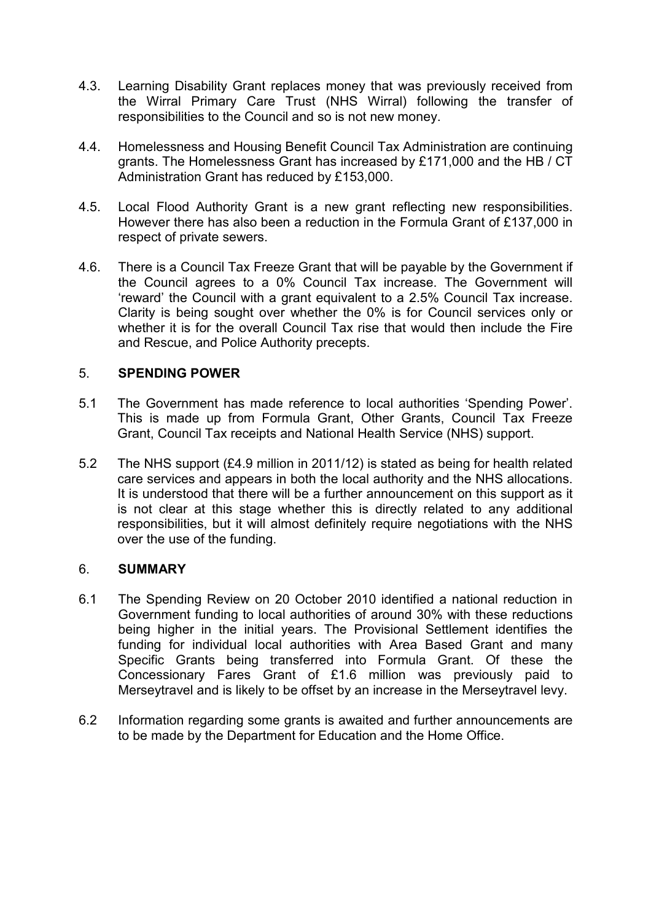4.3. Learning Disability Grant replaces money that was previously received from the Wirral Primary Care Trust (NHS Wirral) following the transfer of responsibilities to the Council and so is not new money.

4.4. Homelessness and Housing Benefit Council Tax Administration are continuing grants. The Homelessness Grant has increased by £171,000 and the HB / CT Administration Grant has reduced by £153,000.

4.5. Local Flood Authority Grant is a new grant reflecting new responsibilities. However there has also been a reduction in the Formula Grant of £137,000 in respect of private sewers.

4.6. There is a Council Tax Freeze Grant that will be payable by the Government if the Council agrees to a 0% Council Tax increase. The Government will 'reward' the Council with a grant equivalent to a 2.5% Council Tax increase. Clarity is being sought over whether the 0% is for Council services only or whether it is for the overall Council Tax rise that would then include the Fire and Rescue, and Police Authority precepts.

## 5. SPENDING POWER

5.1 The Government has made reference to local authorities 'Spending Power'. This is made up from Formula Grant, Other Grants, Council Tax Freeze Grant, Council Tax receipts and National Health Service (NHS) support.

5.2 The NHS support (£4.9 million in 2011/12) is stated as being for health related care services and appears in both the local authority and the NHS allocations. It is understood that there will be a further announcement on this support as it is not clear at this stage whether this is directly related to any additional responsibilities, but it will almost definitely require negotiations with the NHS over the use of the funding.

## 6. SUMMARY

6.1 The Spending Review on 20 October 2010 identified a national reduction in Government funding to local authorities of around 30% with these reductions being higher in the initial years. The Provisional Settlement identifies the funding for individual local authorities with Area Based Grant and many Specific Grants being transferred into Formula Grant. Of these the Concessionary Fares Grant of £1.6 million was previously paid to Merseytravel and is likely to be offset by an increase in the Merseytravel levy.

6.2 Information regarding some grants is awaited and further announcements are to be made by the Department for Education and the Home Office.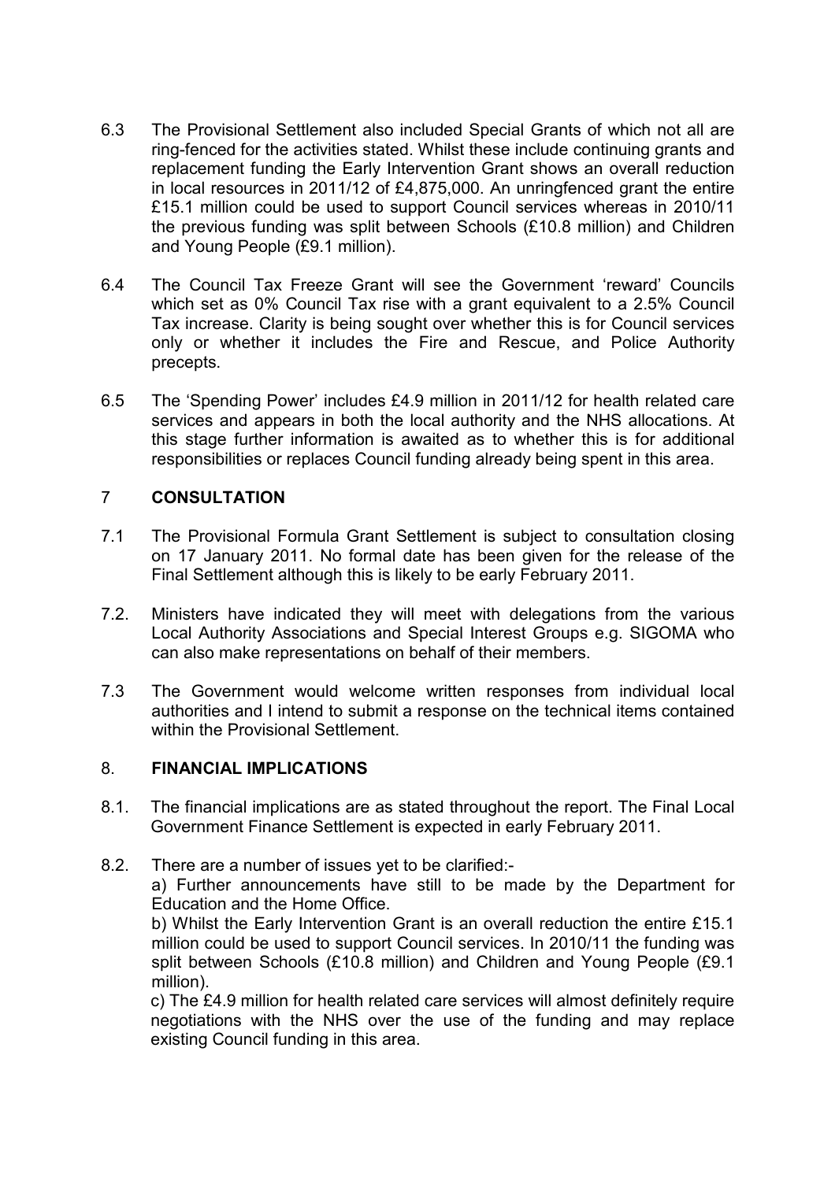6.3 The Provisional Settlement also included Special Grants of which not all are ring-fenced for the activities stated. Whilst these include continuing grants and replacement funding the Early Intervention Grant shows an overall reduction in local resources in 2011/12 of £4,875,000. An unringfenced grant the entire £15.1 million could be used to support Council services whereas in 2010/11 the previous funding was split between Schools (£10.8 million) and Children and Young People (£9.1 million).

6.4 The Council Tax Freeze Grant will see the Government 'reward' Councils which set as 0% Council Tax rise with a grant equivalent to a 2.5% Council Tax increase. Clarity is being sought over whether this is for Council services only or whether it includes the Fire and Rescue, and Police Authority precepts.

6.5 The 'Spending Power' includes £4.9 million in 2011/12 for health related care services and appears in both the local authority and the NHS allocations. At this stage further information is awaited as to whether this is for additional responsibilities or replaces Council funding already being spent in this area.

## 7 CONSULTATION

7.1 The Provisional Formula Grant Settlement is subject to consultation closing on 17 January 2011. No formal date has been given for the release of the Final Settlement although this is likely to be early February 2011.

7.2. Ministers have indicated they will meet with delegations from the various Local Authority Associations and Special Interest Groups e.g. SIGOMA who can also make representations on behalf of their members.

7.3 The Government would welcome written responses from individual local authorities and I intend to submit a response on the technical items contained within the Provisional Settlement.

## 8. FINANCIAL IMPLICATIONS

8.1. The financial implications are as stated throughout the report. The Final Local Government Finance Settlement is expected in early February 2011.

8.2. There are a number of issues yet to be clarified:-

a) Further announcements have still to be made by the Department for Education and the Home Office.

b) Whilst the Early Intervention Grant is an overall reduction the entire £15.1 million could be used to support Council services. In 2010/11 the funding was split between Schools (£10.8 million) and Children and Young People (£9.1 million).

c) The £4.9 million for health related care services will almost definitely require negotiations with the NHS over the use of the funding and may replace existing Council funding in this area.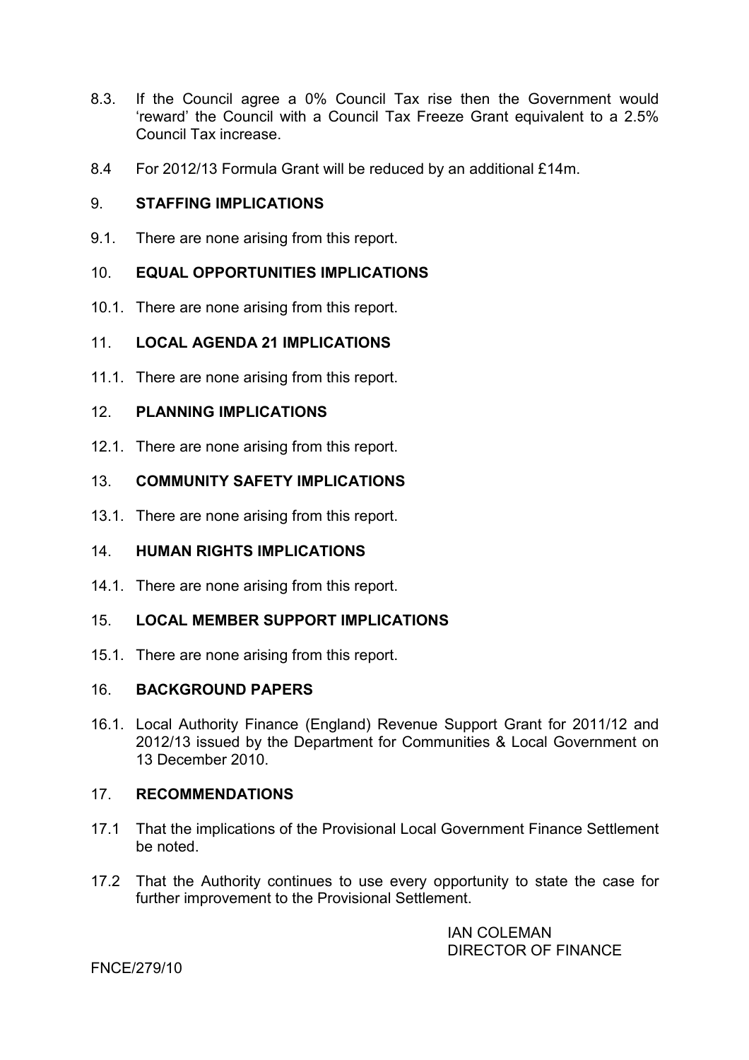8.3. If the Council agree a 0% Council Tax rise then the Government would 'reward' the Council with a Council Tax Freeze Grant equivalent to a 2.5% Council Tax increase.

8.4 For 2012/13 Formula Grant will be reduced by an additional £14m.

## 9. STAFFING IMPLICATIONS

9.1. There are none arising from this report.

## 10. EQUAL OPPORTUNITIES IMPLICATIONS

10.1. There are none arising from this report.

## 11. LOCAL AGENDA 21 IMPLICATIONS

11.1. There are none arising from this report.

## 12. PLANNING IMPLICATIONS

12.1. There are none arising from this report.

## 13. COMMUNITY SAFETY IMPLICATIONS

13.1. There are none arising from this report.

## 14. HUMAN RIGHTS IMPLICATIONS

14.1. There are none arising from this report.

## 15. LOCAL MEMBER SUPPORT IMPLICATIONS

15.1. There are none arising from this report.

## 16. BACKGROUND PAPERS

16.1. Local Authority Finance (England) Revenue Support Grant for 2011/12 and 2012/13 issued by the Department for Communities & Local Government on 13 December 2010.

## 17. RECOMMENDATIONS

17.1 That the implications of the Provisional Local Government Finance Settlement be noted.

17.2 That the Authority continues to use every opportunity to state the case for further improvement to the Provisional Settlement.

IAN COLEMAN
DIRECTOR OF FINANCE

FNCE/279/10